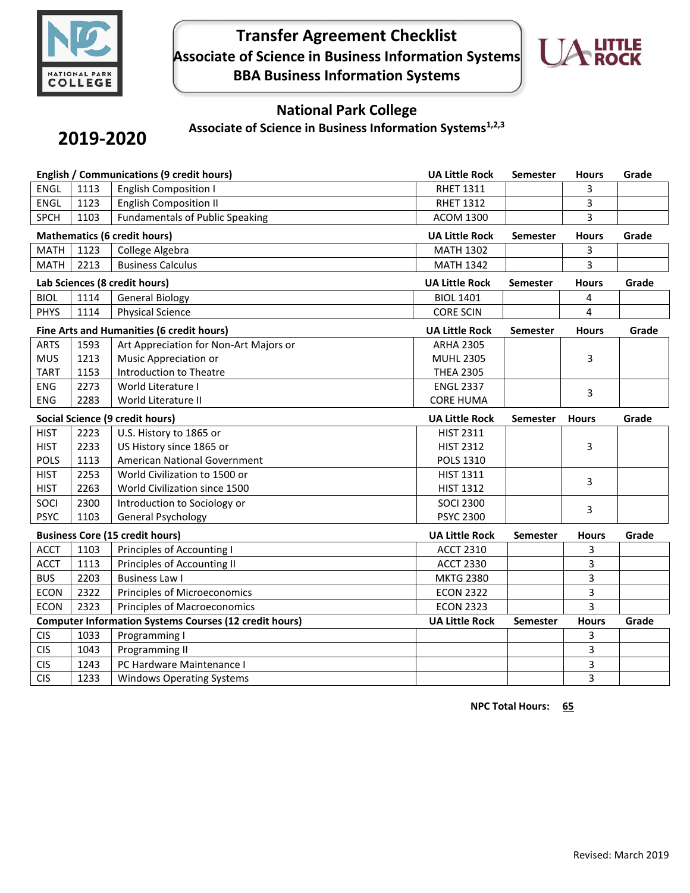# Transfer Agreement Checklist

## Associate of Science in Business Information Systems

## BBA Business Information Systems

## National Park College

### Associate of Science in Business Information Systems[1,2,3]

**2019-2020**

| English / Communications (9 credit hours) | | | UA Little Rock | Semester | Hours | Grade |
|---|---|---|---|---|---|---|
| ENGL | 1113 | English Composition I | RHET 1311 | | 3 | |
| ENGL | 1123 | English Composition II | RHET 1312 | | 3 | |
| SPCH | 1103 | Fundamentals of Public Speaking | ACOM 1300 | | 3 | |

| Mathematics (6 credit hours) | | | UA Little Rock | Semester | Hours | Grade |
|---|---|---|---|---|---|---|
| MATH | 1123 | College Algebra | MATH 1302 | | 3 | |
| MATH | 2213 | Business Calculus | MATH 1342 | | 3 | |

| Lab Sciences (8 credit hours) | | | UA Little Rock | Semester | Hours | Grade |
|---|---|---|---|---|---|---|
| BIOL | 1114 | General Biology | BIOL 1401 | | 4 | |
| PHYS | 1114 | Physical Science | CORE SCIN | | 4 | |

| Fine Arts and Humanities (6 credit hours) | | | UA Little Rock | Semester | Hours | Grade |
|---|---|---|---|---|---|---|
| ARTS | 1593 | Art Appreciation for Non-Art Majors or | ARHA 2305 | | | |
| MUS | 1213 | Music Appreciation or | MUHL 2305 | | 3 | |
| TART | 1153 | Introduction to Theatre | THEA 2305 | | | |
| ENG | 2273 | World Literature I | ENGL 2337 | | 3 | |
| ENG | 2283 | World Literature II | CORE HUMA | | | |

| Social Science (9 credit hours) | | | UA Little Rock | Semester | Hours | Grade |
|---|---|---|---|---|---|---|
| HIST | 2223 | U.S. History to 1865 or | HIST 2311 | | | |
| HIST | 2233 | US History since 1865 or | HIST 2312 | | 3 | |
| POLS | 1113 | American National Government | POLS 1310 | | | |
| HIST | 2253 | World Civilization to 1500 or | HIST 1311 | | 3 | |
| HIST | 2263 | World Civilization since 1500 | HIST 1312 | | | |
| SOCI | 2300 | Introduction to Sociology or | SOCI 2300 | | 3 | |
| PSYC | 1103 | General Psychology | PSYC 2300 | | | |

| Business Core (15 credit hours) | | | UA Little Rock | Semester | Hours | Grade |
|---|---|---|---|---|---|---|
| ACCT | 1103 | Principles of Accounting I | ACCT 2310 | | 3 | |
| ACCT | 1113 | Principles of Accounting II | ACCT 2330 | | 3 | |
| BUS | 2203 | Business Law I | MKTG 2380 | | 3 | |
| ECON | 2322 | Principles of Microeconomics | ECON 2322 | | 3 | |
| ECON | 2323 | Principles of Macroeconomics | ECON 2323 | | 3 | |

| Computer Information Systems Courses (12 credit hours) | | | UA Little Rock | Semester | Hours | Grade |
|---|---|---|---|---|---|---|
| CIS | 1033 | Programming I | | | 3 | |
| CIS | 1043 | Programming II | | | 3 | |
| CIS | 1243 | PC Hardware Maintenance I | | | 3 | |
| CIS | 1233 | Windows Operating Systems | | | 3 | |

**NPC Total Hours:** **65**

Revised: March 2019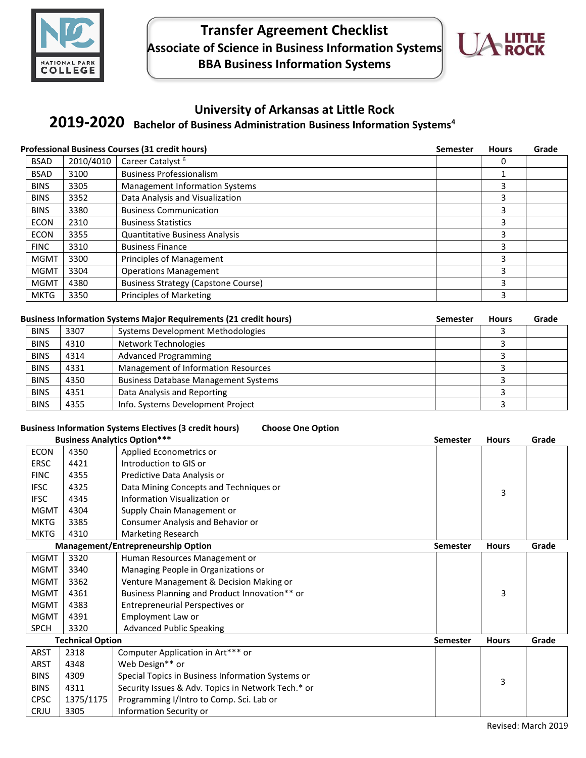# Transfer Agreement Checklist
## Associate of Science in Business Information Systems
## BBA Business Information Systems

## University of Arkansas at Little Rock

**2019-2020** **Bachelor of Business Administration Business Information Systems[4]**

**Professional Business Courses (31 credit hours)**

| | | | Semester | Hours | Grade |
|---|---|---|---|---|---|
| BSAD | 2010/4010 | Career Catalyst [6] | | 0 | |
| BSAD | 3100 | Business Professionalism | | 1 | |
| BINS | 3305 | Management Information Systems | | 3 | |
| BINS | 3352 | Data Analysis and Visualization | | 3 | |
| BINS | 3380 | Business Communication | | 3 | |
| ECON | 2310 | Business Statistics | | 3 | |
| ECON | 3355 | Quantitative Business Analysis | | 3 | |
| FINC | 3310 | Business Finance | | 3 | |
| MGMT | 3300 | Principles of Management | | 3 | |
| MGMT | 3304 | Operations Management | | 3 | |
| MGMT | 4380 | Business Strategy (Capstone Course) | | 3 | |
| MKTG | 3350 | Principles of Marketing | | 3 | |

**Business Information Systems Major Requirements (21 credit hours)**

| | | | Semester | Hours | Grade |
|---|---|---|---|---|---|
| BINS | 3307 | Systems Development Methodologies | | 3 | |
| BINS | 4310 | Network Technologies | | 3 | |
| BINS | 4314 | Advanced Programming | | 3 | |
| BINS | 4331 | Management of Information Resources | | 3 | |
| BINS | 4350 | Business Database Management Systems | | 3 | |
| BINS | 4351 | Data Analysis and Reporting | | 3 | |
| BINS | 4355 | Info. Systems Development Project | | 3 | |

**Business Information Systems Electives (3 credit hours)** **Choose One Option**

| | | Business Analytics Option*** | Semester | Hours | Grade |
|---|---|---|---|---|---|
| ECON | 4350 | Applied Econometrics or | | 3 | |
| ERSC | 4421 | Introduction to GIS or | | | |
| FINC | 4355 | Predictive Data Analysis or | | | |
| IFSC | 4325 | Data Mining Concepts and Techniques or | | | |
| IFSC | 4345 | Information Visualization or | | | |
| MGMT | 4304 | Supply Chain Management or | | | |
| MKTG | 3385 | Consumer Analysis and Behavior or | | | |
| MKTG | 4310 | Marketing Research | | | |
| | | **Management/Entrepreneurship Option** | **Semester** | **Hours** | **Grade** |
| MGMT | 3320 | Human Resources Management or | | 3 | |
| MGMT | 3340 | Managing People in Organizations or | | | |
| MGMT | 3362 | Venture Management & Decision Making or | | | |
| MGMT | 4361 | Business Planning and Product Innovation** or | | | |
| MGMT | 4383 | Entrepreneurial Perspectives or | | | |
| MGMT | 4391 | Employment Law or | | | |
| SPCH | 3320 | Advanced Public Speaking | | | |
| | | **Technical Option** | **Semester** | **Hours** | **Grade** |
| ARST | 2318 | Computer Application in Art*** or | | 3 | |
| ARST | 4348 | Web Design** or | | | |
| BINS | 4309 | Special Topics in Business Information Systems or | | | |
| BINS | 4311 | Security Issues & Adv. Topics in Network Tech.* or | | | |
| CPSC | 1375/1175 | Programming I/Intro to Comp. Sci. Lab or | | | |
| CRJU | 3305 | Information Security or | | | |

Revised: March 2019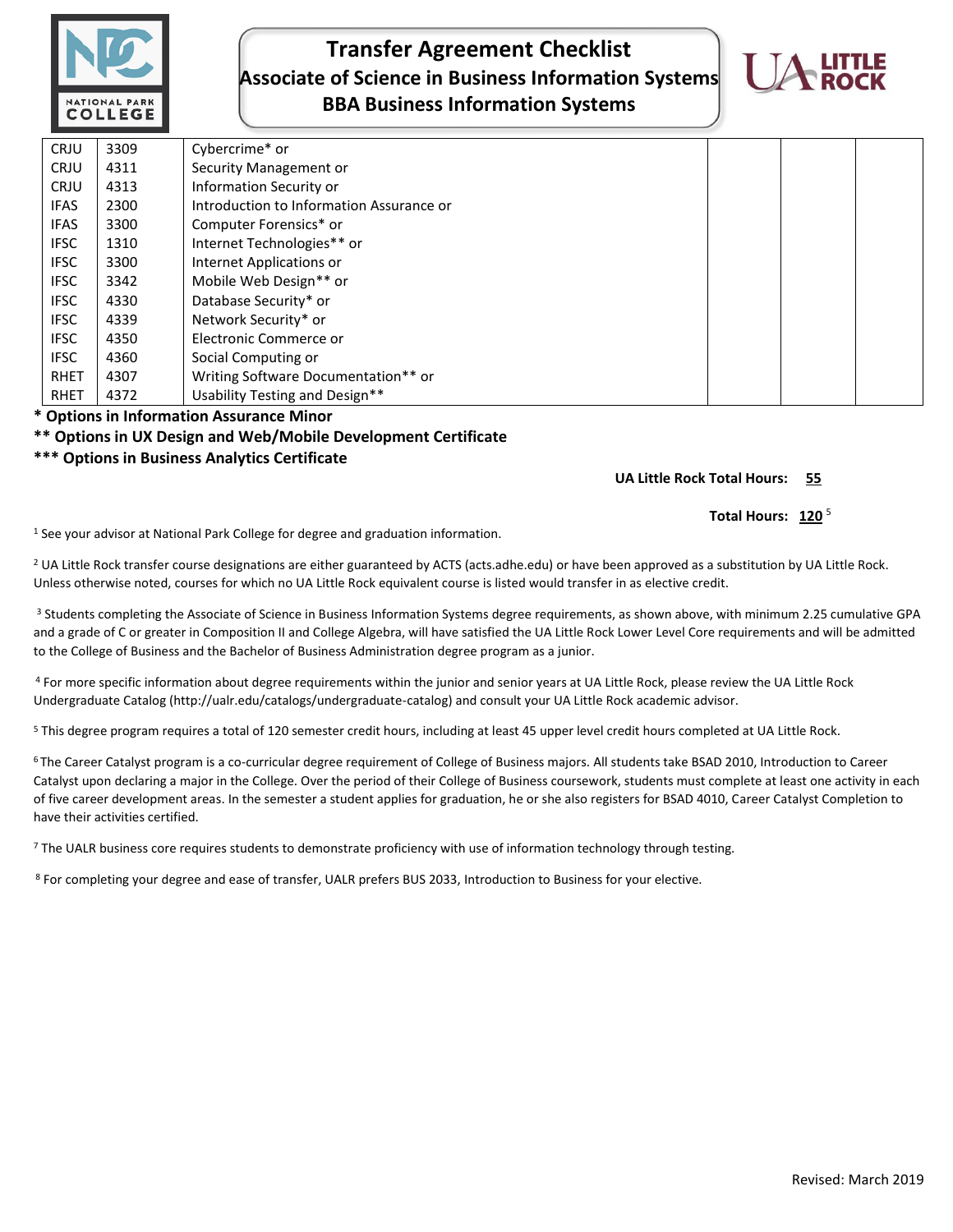# Transfer Agreement Checklist
## Associate of Science in Business Information Systems
## BBA Business Information Systems

| | | | | | |
|---|---|---|---|---|---|
| CRJU | 3309 | Cybercrime* or | | | |
| CRJU | 4311 | Security Management or | | | |
| CRJU | 4313 | Information Security or | | | |
| IFAS | 2300 | Introduction to Information Assurance or | | | |
| IFAS | 3300 | Computer Forensics* or | | | |
| IFSC | 1310 | Internet Technologies** or | | | |
| IFSC | 3300 | Internet Applications or | | | |
| IFSC | 3342 | Mobile Web Design** or | | | |
| IFSC | 4330 | Database Security* or | | | |
| IFSC | 4339 | Network Security* or | | | |
| IFSC | 4350 | Electronic Commerce or | | | |
| IFSC | 4360 | Social Computing or | | | |
| RHET | 4307 | Writing Software Documentation** or | | | |
| RHET | 4372 | Usability Testing and Design** | | | |

**\* Options in Information Assurance Minor**

**\*\* Options in UX Design and Web/Mobile Development Certificate**

**\*\*\* Options in Business Analytics Certificate**

**UA Little Rock Total Hours: 55**

**Total Hours: 120** [5]

[1] See your advisor at National Park College for degree and graduation information.

[2] UA Little Rock transfer course designations are either guaranteed by ACTS (acts.adhe.edu) or have been approved as a substitution by UA Little Rock. Unless otherwise noted, courses for which no UA Little Rock equivalent course is listed would transfer in as elective credit.

[3] Students completing the Associate of Science in Business Information Systems degree requirements, as shown above, with minimum 2.25 cumulative GPA and a grade of C or greater in Composition II and College Algebra, will have satisfied the UA Little Rock Lower Level Core requirements and will be admitted to the College of Business and the Bachelor of Business Administration degree program as a junior.

[4] For more specific information about degree requirements within the junior and senior years at UA Little Rock, please review the UA Little Rock Undergraduate Catalog (http://ualr.edu/catalogs/undergraduate-catalog) and consult your UA Little Rock academic advisor.

[5] This degree program requires a total of 120 semester credit hours, including at least 45 upper level credit hours completed at UA Little Rock.

[6] The Career Catalyst program is a co-curricular degree requirement of College of Business majors. All students take BSAD 2010, Introduction to Career Catalyst upon declaring a major in the College. Over the period of their College of Business coursework, students must complete at least one activity in each of five career development areas. In the semester a student applies for graduation, he or she also registers for BSAD 4010, Career Catalyst Completion to have their activities certified.

[7] The UALR business core requires students to demonstrate proficiency with use of information technology through testing.

[8] For completing your degree and ease of transfer, UALR prefers BUS 2033, Introduction to Business for your elective.

Revised: March 2019